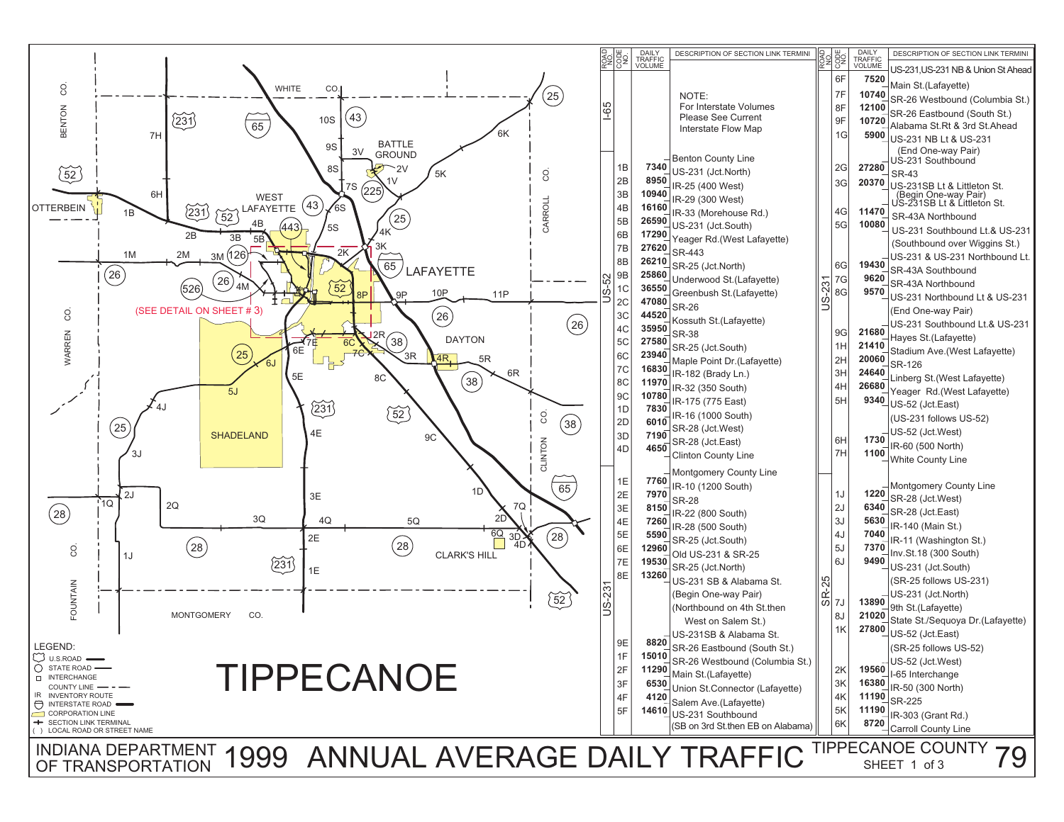# INDIANA DEPARTMENT OF TRANSPORTATION 1999 ANNUAL AVERAGE DAILY TRAFFIC

## TIPPECANOE COUNTY 79 — SHEET 1 of 3

**LEGEND:**

- U.S.ROAD
- STATE ROAD
- INTERCHANGE
- COUNTY LINE
- IR INVENTORY ROUTE
- INTERSTATE ROAD
- CORPORATION LINE
- SECTION LINK TERMINAL
- ( ) LOCAL ROAD OR STREET NAME

(SEE DETAIL ON SHEET # 3)

| ROAD NO. | CODE NO. | DAILY TRAFFIC VOLUME | DESCRIPTION OF SECTION LINK TERMINI |
|---|---|---|---|
| I-65 | | | NOTE: For Interstate Volumes Please See Current Interstate Flow Map |
| US-52 | | | Benton County Line |
| | 1B | 7340 | |
| | | | US-231 (Jct.North) |
| | 2B | 8950 | |
| | | | IR-25 (400 West) |
| | 3B | 10940 | |
| | | | IR-29 (300 West) |
| | 4B | 16160 | |
| | | | IR-33 (Morehouse Rd.) |
| | 5B | 26590 | |
| | | | US-231 (Jct.South) |
| | 6B | 17290 | |
| | | | Yeager Rd.(West Lafayette) |
| | 7B | 27620 | |
| | | | SR-443 |
| | 8B | 26210 | |
| | | | SR-25 (Jct.North) |
| | 9B | 25860 | |
| | | | Underwood St.(Lafayette) |
| | 1C | 36550 | |
| | | | Greenbush St.(Lafayette) |
| | 2C | 47080 | |
| | | | SR-26 |
| | 3C | 44520 | |
| | | | Kossuth St.(Lafayette) |
| | 4C | 35950 | |
| | | | SR-38 |
| | 5C | 27580 | |
| | | | SR-25 (Jct.South) |
| | 6C | 23940 | |
| | | | Maple Point Dr.(Lafayette) |
| | 7C | 16830 | |
| | | | IR-182 (Brady Ln.) |
| | 8C | 11970 | |
| | | | IR-32 (350 South) |
| | 9C | 10780 | |
| | | | IR-175 (775 East) |
| | 1D | 7830 | |
| | | | IR-16 (1000 South) |
| | 2D | 6010 | |
| | | | SR-28 (Jct.West) |
| | 3D | 7190 | |
| | | | SR-28 (Jct.East) |
| | 4D | 4650 | |
| | | | Clinton County Line |
| US-231 | | | Montgomery County Line |
| | 1E | 7760 | |
| | | | IR-10 (1200 South) |
| | 2E | 7970 | |
| | | | SR-28 |
| | 3E | 8150 | |
| | | | IR-22 (800 South) |
| | 4E | 7260 | |
| | | | IR-28 (500 South) |
| | 5E | 5590 | |
| | | | SR-25 (Jct.South) |
| | 6E | 12960 | |
| | | | Old US-231 & SR-25 |
| | 7E | 19530 | |
| | | | SR-25 (Jct.North) |
| | 8E | 13260 | |
| | | | US-231 SB & Alabama St. (Begin One-way Pair) (Northbound on 4th St.then West on Salem St.) |
| | | | US-231SB & Alabama St. |
| | 9E | 8820 | |
| | | | SR-26 Eastbound (South St.) |
| | 1F | 15010 | |
| | | | SR-26 Westbound (Columbia St.) |
| | 2F | 11290 | |
| | | | Main St.(Lafayette) |
| | 3F | 6530 | |
| | | | Union St.Connector (Lafayette) |
| | 4F | 4120 | |
| | | | Salem Ave.(Lafayette) |
| | 5F | 14610 | |
| | | | US-231 Southbound (SB on 3rd St.then EB on Alabama) |
| | | | US-231,US-231 NB & Union St Ahead |
| | 6F | 7520 | |
| | | | Main St.(Lafayette) |
| | 7F | 10740 | |
| | | | SR-26 Westbound (Columbia St.) |
| | 8F | 12100 | |
| | | | SR-26 Eastbound (South St.) |
| | 9F | 10720 | |
| | | | Alabama St.Rt & 3rd St.Ahead |
| | 1G | 5900 | |
| | | | US-231 NB Lt & US-231 (End One-way Pair) |
| | | | US-231 Southbound |
| | 2G | 27280 | |
| | | | SR-43 |
| | 3G | 20370 | |
| | | | US-231SB Lt & Littleton St. (Begin One-way Pair) |
| | | | US-231SB Lt & Littleton St. |
| | 4G | 11470 | |
| | | | SR-43A Northbound |
| | 5G | 10080 | |
| | | | US-231 Southbound Lt.& US-231 (Southbound over Wiggins St.) |
| | | | US-231 & US-231 Northbound Lt. |
| | 6G | 19430 | |
| | | | SR-43A Southbound |
| | 7G | 9620 | |
| | | | SR-43A Northbound |
| | 8G | 9570 | |
| | | | US-231 Northbound Lt & US-231 (End One-way Pair) |
| | | | US-231 Southbound Lt.& US-231 |
| | 9G | 21680 | |
| | | | Hayes St.(Lafayette) |
| | 1H | 21410 | |
| | | | Stadium Ave.(West Lafayette) |
| | 2H | 20060 | |
| | | | SR-126 |
| | 3H | 24640 | |
| | | | Linberg St.(West Lafayette) |
| | 4H | 26680 | |
| | | | Yeager Rd.(West Lafayette) |
| | 5H | 9340 | |
| | | | US-52 (Jct.East) |
| | | | (US-231 follows US-52) |
| | | | US-52 (Jct.West) |
| | 6H | 1730 | |
| | | | IR-60 (500 North) |
| | 7H | 1100 | |
| | | | White County Line |
| SR-25 | | | Montgomery County Line |
| | 1J | 1220 | |
| | | | SR-28 (Jct.West) |
| | 2J | 6340 | |
| | | | SR-28 (Jct.East) |
| | 3J | 5630 | |
| | | | IR-140 (Main St.) |
| | 4J | 7040 | |
| | | | IR-11 (Washington St.) |
| | 5J | 7370 | |
| | | | Inv.St.18 (300 South) |
| | 6J | 9490 | |
| | | | US-231 (Jct.South) |
| | | | (SR-25 follows US-231) |
| | | | US-231 (Jct.North) |
| | 7J | 13890 | |
| | | | 9th St.(Lafayette) |
| | 8J | 21020 | |
| | | | State St./Sequoya Dr.(Lafayette) |
| | 1K | 27800 | |
| | | | US-52 (Jct.East) |
| | | | (SR-25 follows US-52) |
| | | | US-52 (Jct.West) |
| | 2K | 19560 | |
| | | | I-65 Interchange |
| | 3K | 16380 | |
| | | | IR-50 (300 North) |
| | 4K | 11190 | |
| | | | SR-225 |
| | 5K | 11190 | |
| | | | IR-303 (Grant Rd.) |
| | 6K | 8720 | |
| | | | Carroll County Line |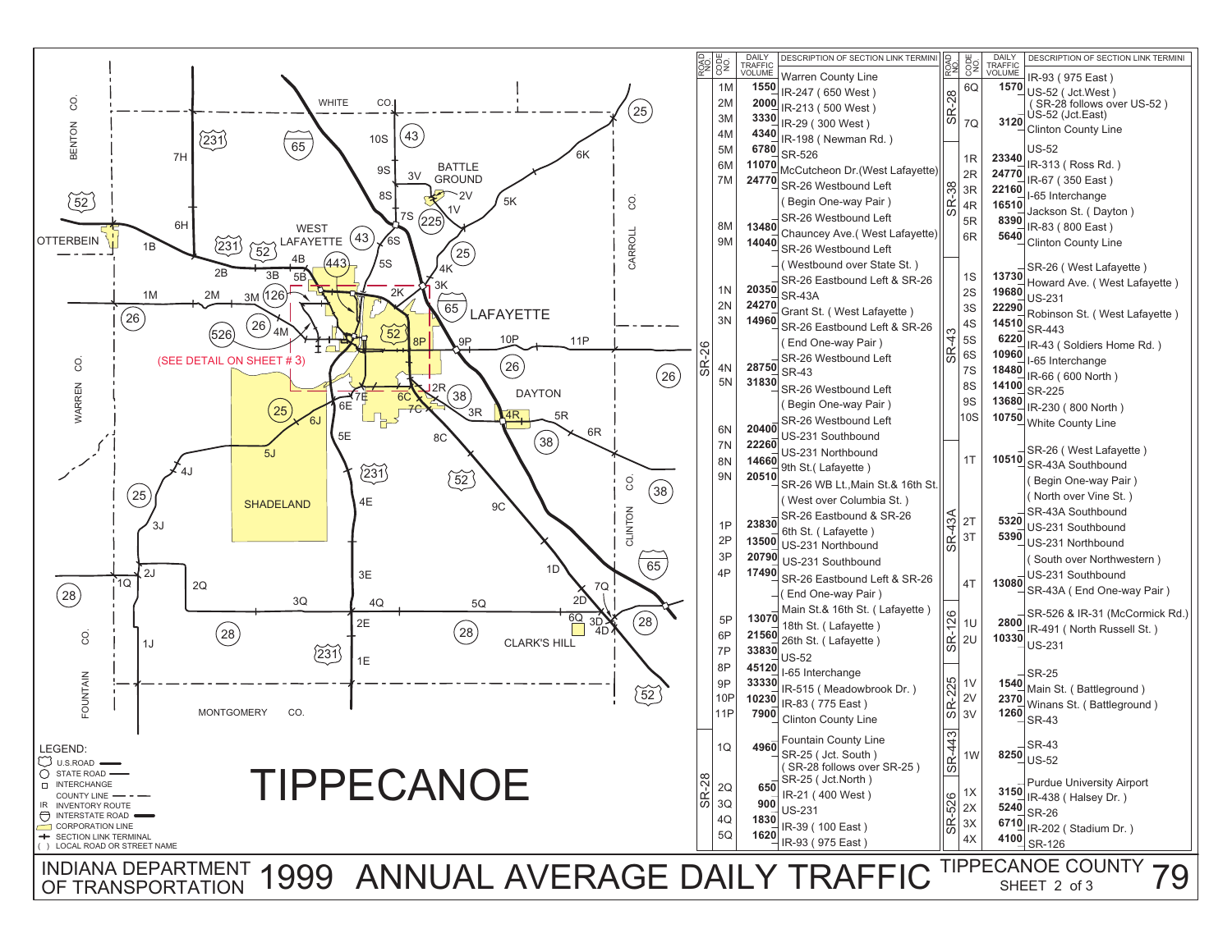# INDIANA DEPARTMENT OF TRANSPORTATION 1999 ANNUAL AVERAGE DAILY TRAFFIC

## TIPPECANOE COUNTY — SHEET 2 of 3

# TIPPECANOE

LEGEND:
- U.S.ROAD
- STATE ROAD
- INTERCHANGE
- COUNTY LINE
- IR INVENTORY ROUTE
- INTERSTATE ROAD
- CORPORATION LINE
- SECTION LINK TERMINAL
- ( ) LOCAL ROAD OR STREET NAME

(SEE DETAIL ON SHEET # 3)

| ROAD NO | CODE NO | DAILY TRAFFIC VOLUME | DESCRIPTION OF SECTION LINK TERMINI |
|---|---|---|---|
| SR-26 | | | Warren County Line |
| | 1M | 1550 | IR-247 ( 650 West ) |
| | 2M | 2000 | IR-213 ( 500 West ) |
| | 3M | 3330 | IR-29 ( 300 West ) |
| | 4M | 4340 | IR-198 ( Newman Rd. ) |
| | 5M | 6780 | SR-526 |
| | 6M | 11070 | McCutcheon Dr.(West Lafayette) |
| | 7M | 24770 | SR-26 Westbound Left |
| | | | ( Begin One-way Pair ) |
| | | | SR-26 Westbound Left |
| | 8M | 13480 | Chauncey Ave.( West Lafayette) |
| | 9M | 14040 | SR-26 Westbound Left |
| | | | ( Westbound over State St. ) |
| | | | SR-26 Eastbound Left & SR-26 |
| | 1N | 20350 | SR-43A |
| | 2N | 24270 | Grant St. ( West Lafayette ) |
| | 3N | 14960 | SR-26 Eastbound Left & SR-26 |
| | | | ( End One-way Pair ) |
| | | | SR-26 Westbound Left |
| | 4N | 28750 | SR-43 |
| | 5N | 31830 | SR-26 Westbound Left |
| | | | ( Begin One-way Pair ) |
| | | | SR-26 Westbound Left |
| | 6N | 20400 | US-231 Southbound |
| | 7N | 22260 | US-231 Northbound |
| | 8N | 14660 | 9th St.( Lafayette ) |
| | 9N | 20510 | SR-26 WB Lt.,Main St.& 16th St. |
| | | | ( West over Columbia St. ) |
| | | | SR-26 Eastbound & SR-26 |
| | 1P | 23830 | 6th St. ( Lafayette ) |
| | 2P | 13500 | US-231 Northbound |
| | 3P | 20790 | US-231 Southbound |
| | 4P | 17490 | SR-26 Eastbound Left & SR-26 |
| | | | ( End One-way Pair ) |
| | | | Main St.& 16th St. ( Lafayette ) |
| | 5P | 13070 | 18th St. ( Lafayette ) |
| | 6P | 21560 | 26th St. ( Lafayette ) |
| | 7P | 33830 | US-52 |
| | 8P | 45120 | I-65 Interchange |
| | 9P | 33330 | IR-515 ( Meadowbrook Dr. ) |
| | 10P | 10230 | IR-83 ( 775 East ) |
| | 11P | 7900 | Clinton County Line |
| SR-28 | | | Fountain County Line |
| | 1Q | 4960 | SR-25 ( Jct. South ) |
| | | | ( SR-28 follows over SR-25 ) |
| | | | SR-25 ( Jct.North ) |
| | 2Q | 650 | IR-21 ( 400 West ) |
| | 3Q | 900 | US-231 |
| | 4Q | 1830 | IR-39 ( 100 East ) |
| | 5Q | 1620 | IR-93 ( 975 East ) |

| ROAD NO | CODE NO | DAILY TRAFFIC VOLUME | DESCRIPTION OF SECTION LINK TERMINI |
|---|---|---|---|
| SR-28 | | | IR-93 ( 975 East ) |
| | 6Q | 1570 | US-52 ( Jct.West ) |
| | | | ( SR-28 follows over US-52 ) |
| | | | US-52 (Jct.East) |
| | 7Q | 3120 | Clinton County Line |
| SR-38 | | | US-52 |
| | 1R | 23340 | IR-313 ( Ross Rd. ) |
| | 2R | 24770 | IR-67 ( 350 East ) |
| | 3R | 22160 | I-65 Interchange |
| | 4R | 16510 | Jackson St. ( Dayton ) |
| | 5R | 8390 | IR-83 ( 800 East ) |
| | 6R | 5640 | Clinton County Line |
| SR-43 | | | SR-26 ( West Lafayette ) |
| | 1S | 13730 | Howard Ave. ( West Lafayette ) |
| | 2S | 19680 | US-231 |
| | 3S | 22290 | Robinson St. ( West Lafayette ) |
| | 4S | 14510 | SR-443 |
| | 5S | 6220 | IR-43 ( Soldiers Home Rd. ) |
| | 6S | 10960 | I-65 Interchange |
| | 7S | 18480 | IR-66 ( 600 North ) |
| | 8S | 14100 | SR-225 |
| | 9S | 13680 | IR-230 ( 800 North ) |
| | 10S | 10750 | White County Line |
| SR-43A | | | SR-26 ( West Lafayette ) |
| | 1T | 10510 | SR-43A Southbound |
| | | | ( Begin One-way Pair ) |
| | | | ( North over Vine St. ) |
| | | | SR-43A Southbound |
| | 2T | 5320 | US-231 Southbound |
| | 3T | 5390 | US-231 Northbound |
| | | | ( South over Northwestern ) |
| | | | US-231 Southbound |
| | 4T | 13080 | SR-43A ( End One-way Pair ) |
| SR-126 | | | SR-526 & IR-31 (McCormick Rd.) |
| | 1U | 2800 | IR-491 ( North Russell St. ) |
| | 2U | 10330 | US-231 |
| SR-225 | | | SR-25 |
| | 1V | 1540 | Main St. ( Battleground ) |
| | 2V | 2370 | Winans St. ( Battleground ) |
| | 3V | 1260 | SR-43 |
| SR-443 | | | SR-43 |
| | 1W | 8250 | US-52 |
| SR-526 | | | Purdue University Airport |
| | 1X | 3150 | IR-438 ( Halsey Dr. ) |
| | 2X | 5240 | SR-26 |
| | 3X | 6710 | IR-202 ( Stadium Dr. ) |
| | 4X | 4100 | SR-126 |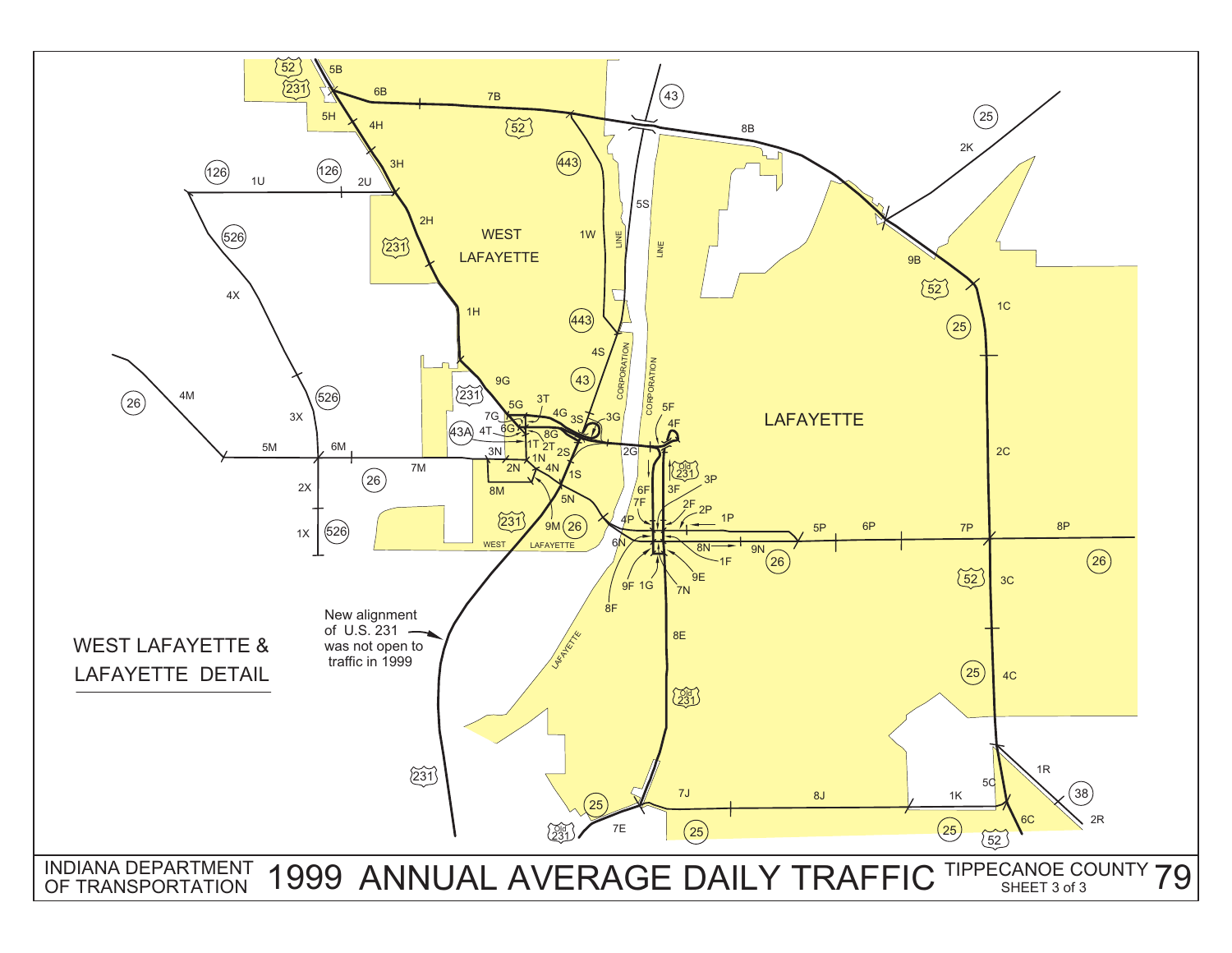WEST LAFAYETTE & LAFAYETTE DETAIL

New alignment of U.S. 231 was not open to traffic in 1999

WEST LAFAYETTE

LAFAYETTE

CORPORATION LINE

5B 6B 7B 8B 5H 4H 3H 2H 1H 1U 2U 1W 5S 2K 9B 1C 2C 3C 4C 4X 3X 2X 1X 4M 5M 6M 7M 8M 9G 5G 3T 7G 4G 3S 3G 4T 6G 8G 1T 2T 2S 2G 3N 1N 2N 4N 1S 5N 9M 4S 5F 4F 6F 3F 3P 7F 2F 2P 1P 4P 6N 8N 9N 1F 5P 6P 7P 8P 9F 1G 7N 9E 8F 8E 7J 8J 1K 5C 1R 2R 6C 7E

52 231 126 526 26 443 43 43A 25 38 Old 231

INDIANA DEPARTMENT OF TRANSPORTATION

# 1999 ANNUAL AVERAGE DAILY TRAFFIC

TIPPECANOE COUNTY 79

SHEET 3 of 3